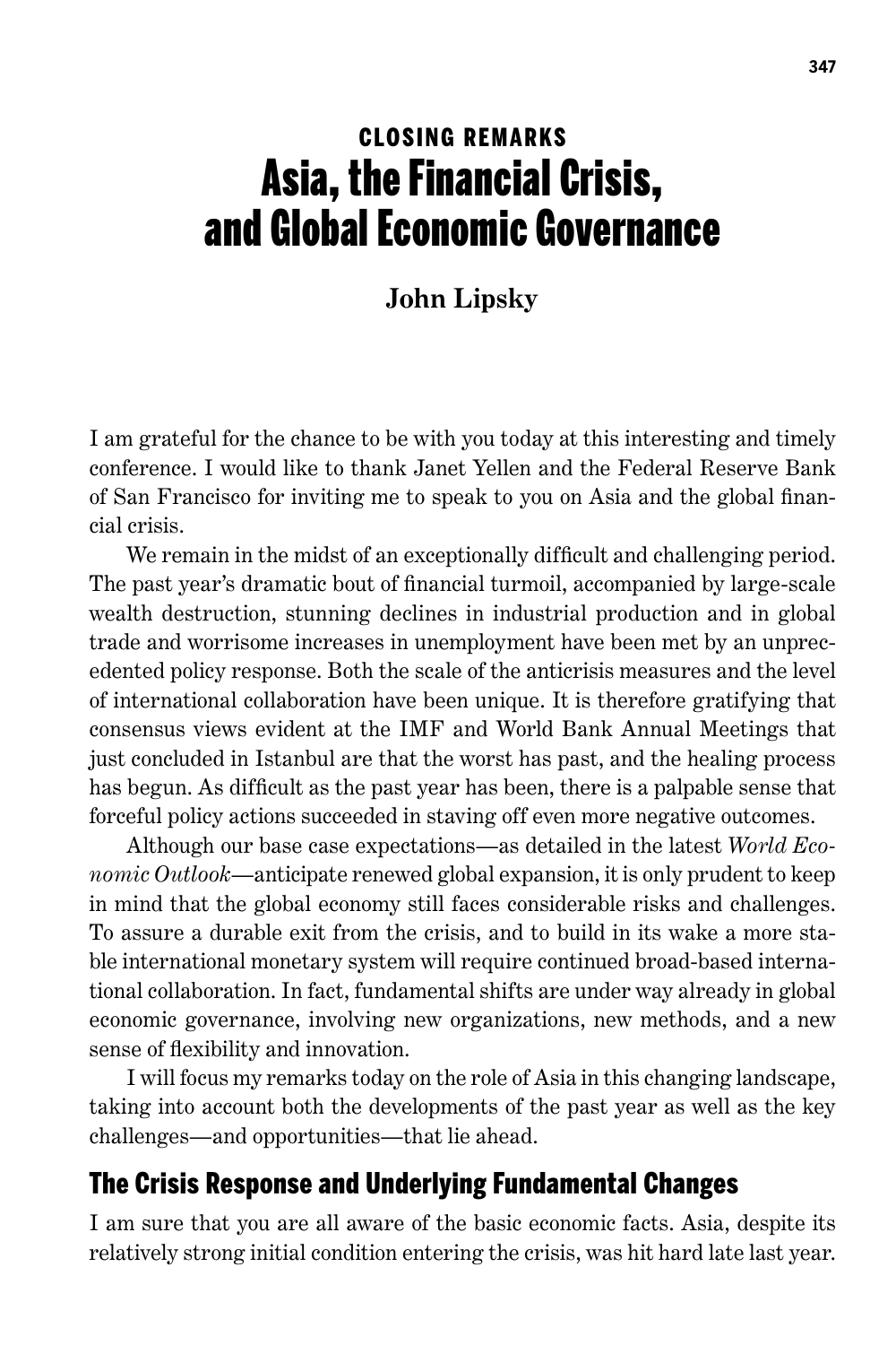CLOSING REMARKS

# Asia, the Financial Crisis, and Global Economic Governance

**John Lipsky**

I am grateful for the chance to be with you today at this interesting and timely conference. I would like to thank Janet Yellen and the Federal Reserve Bank of San Francisco for inviting me to speak to you on Asia and the global financial crisis.

We remain in the midst of an exceptionally difficult and challenging period. The past year's dramatic bout of financial turmoil, accompanied by large-scale wealth destruction, stunning declines in industrial production and in global trade and worrisome increases in unemployment have been met by an unprecedented policy response. Both the scale of the anticrisis measures and the level of international collaboration have been unique. It is therefore gratifying that consensus views evident at the IMF and World Bank Annual Meetings that just concluded in Istanbul are that the worst has past, and the healing process has begun. As difficult as the past year has been, there is a palpable sense that forceful policy actions succeeded in staving off even more negative outcomes.

Although our base case expectations—as detailed in the latest *World Economic Outlook*—anticipate renewed global expansion, it is only prudent to keep in mind that the global economy still faces considerable risks and challenges. To assure a durable exit from the crisis, and to build in its wake a more stable international monetary system will require continued broad-based international collaboration. In fact, fundamental shifts are under way already in global economic governance, involving new organizations, new methods, and a new sense of flexibility and innovation.

I will focus my remarks today on the role of Asia in this changing landscape, taking into account both the developments of the past year as well as the key challenges—and opportunities—that lie ahead.

## The Crisis Response and Underlying Fundamental Changes

I am sure that you are all aware of the basic economic facts. Asia, despite its relatively strong initial condition entering the crisis, was hit hard late last year.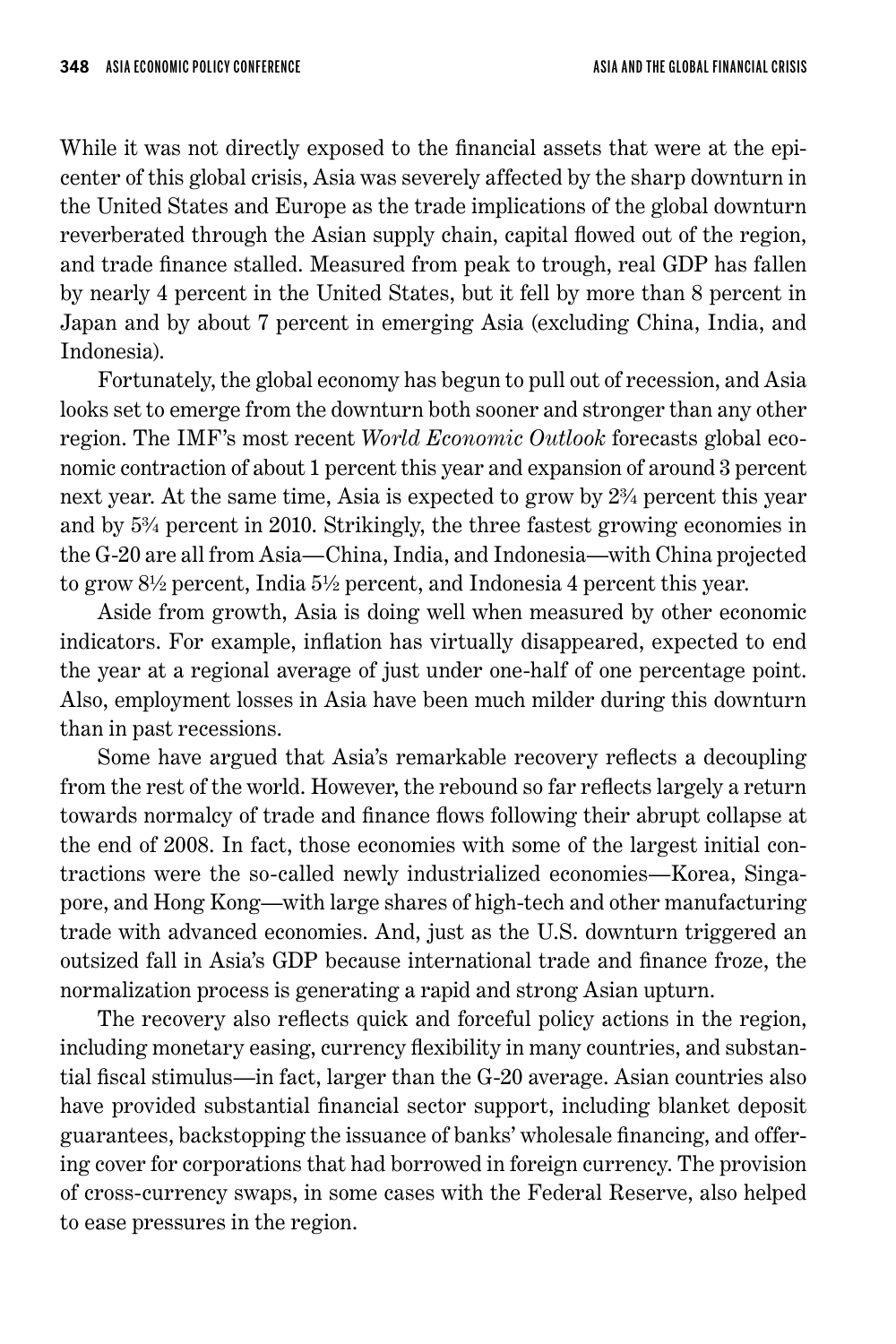While it was not directly exposed to the financial assets that were at the epicenter of this global crisis, Asia was severely affected by the sharp downturn in the United States and Europe as the trade implications of the global downturn reverberated through the Asian supply chain, capital flowed out of the region, and trade finance stalled. Measured from peak to trough, real GDP has fallen by nearly 4 percent in the United States, but it fell by more than 8 percent in Japan and by about 7 percent in emerging Asia (excluding China, India, and Indonesia).

Fortunately, the global economy has begun to pull out of recession, and Asia looks set to emerge from the downturn both sooner and stronger than any other region. The IMF's most recent *World Economic Outlook* forecasts global economic contraction of about 1 percent this year and expansion of around 3 percent next year. At the same time, Asia is expected to grow by 2¾ percent this year and by 5¾ percent in 2010. Strikingly, the three fastest growing economies in the G-20 are all from Asia—China, India, and Indonesia—with China projected to grow 8½ percent, India 5½ percent, and Indonesia 4 percent this year.

Aside from growth, Asia is doing well when measured by other economic indicators. For example, inflation has virtually disappeared, expected to end the year at a regional average of just under one-half of one percentage point. Also, employment losses in Asia have been much milder during this downturn than in past recessions.

Some have argued that Asia's remarkable recovery reflects a decoupling from the rest of the world. However, the rebound so far reflects largely a return towards normalcy of trade and finance flows following their abrupt collapse at the end of 2008. In fact, those economies with some of the largest initial contractions were the so-called newly industrialized economies—Korea, Singapore, and Hong Kong—with large shares of high-tech and other manufacturing trade with advanced economies. And, just as the U.S. downturn triggered an outsized fall in Asia's GDP because international trade and finance froze, the normalization process is generating a rapid and strong Asian upturn.

The recovery also reflects quick and forceful policy actions in the region, including monetary easing, currency flexibility in many countries, and substantial fiscal stimulus—in fact, larger than the G-20 average. Asian countries also have provided substantial financial sector support, including blanket deposit guarantees, backstopping the issuance of banks' wholesale financing, and offering cover for corporations that had borrowed in foreign currency. The provision of cross-currency swaps, in some cases with the Federal Reserve, also helped to ease pressures in the region.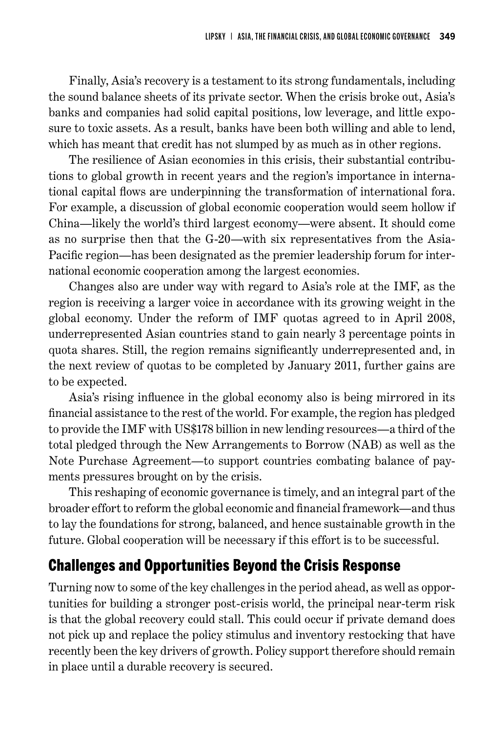Finally, Asia's recovery is a testament to its strong fundamentals, including the sound balance sheets of its private sector. When the crisis broke out, Asia's banks and companies had solid capital positions, low leverage, and little exposure to toxic assets. As a result, banks have been both willing and able to lend, which has meant that credit has not slumped by as much as in other regions.

The resilience of Asian economies in this crisis, their substantial contributions to global growth in recent years and the region's importance in international capital flows are underpinning the transformation of international fora. For example, a discussion of global economic cooperation would seem hollow if China—likely the world's third largest economy—were absent. It should come as no surprise then that the G-20—with six representatives from the Asia-Pacific region—has been designated as the premier leadership forum for international economic cooperation among the largest economies.

Changes also are under way with regard to Asia's role at the IMF, as the region is receiving a larger voice in accordance with its growing weight in the global economy. Under the reform of IMF quotas agreed to in April 2008, underrepresented Asian countries stand to gain nearly 3 percentage points in quota shares. Still, the region remains significantly underrepresented and, in the next review of quotas to be completed by January 2011, further gains are to be expected.

Asia's rising influence in the global economy also is being mirrored in its financial assistance to the rest of the world. For example, the region has pledged to provide the IMF with US$178 billion in new lending resources—a third of the total pledged through the New Arrangements to Borrow (NAB) as well as the Note Purchase Agreement—to support countries combating balance of payments pressures brought on by the crisis.

This reshaping of economic governance is timely, and an integral part of the broader effort to reform the global economic and financial framework—and thus to lay the foundations for strong, balanced, and hence sustainable growth in the future. Global cooperation will be necessary if this effort is to be successful.

## Challenges and Opportunities Beyond the Crisis Response

Turning now to some of the key challenges in the period ahead, as well as opportunities for building a stronger post-crisis world, the principal near-term risk is that the global recovery could stall. This could occur if private demand does not pick up and replace the policy stimulus and inventory restocking that have recently been the key drivers of growth. Policy support therefore should remain in place until a durable recovery is secured.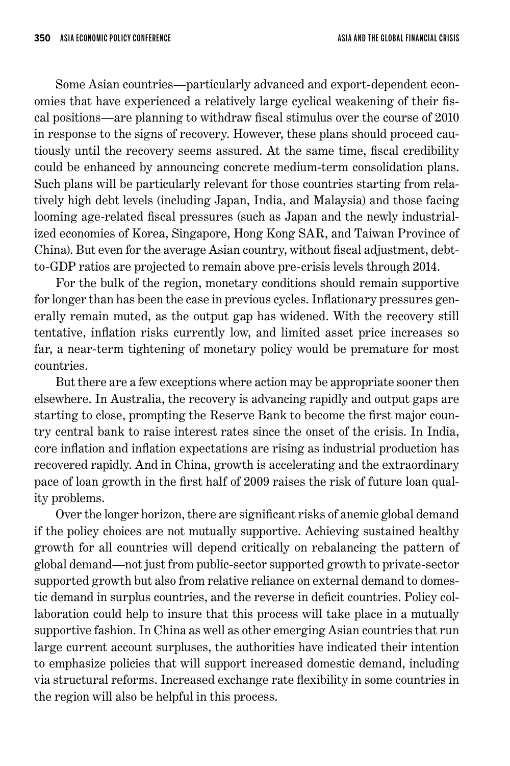Some Asian countries—particularly advanced and export-dependent economies that have experienced a relatively large cyclical weakening of their fiscal positions—are planning to withdraw fiscal stimulus over the course of 2010 in response to the signs of recovery. However, these plans should proceed cautiously until the recovery seems assured. At the same time, fiscal credibility could be enhanced by announcing concrete medium-term consolidation plans. Such plans will be particularly relevant for those countries starting from relatively high debt levels (including Japan, India, and Malaysia) and those facing looming age-related fiscal pressures (such as Japan and the newly industrialized economies of Korea, Singapore, Hong Kong SAR, and Taiwan Province of China). But even for the average Asian country, without fiscal adjustment, debt-to-GDP ratios are projected to remain above pre-crisis levels through 2014.

For the bulk of the region, monetary conditions should remain supportive for longer than has been the case in previous cycles. Inflationary pressures generally remain muted, as the output gap has widened. With the recovery still tentative, inflation risks currently low, and limited asset price increases so far, a near-term tightening of monetary policy would be premature for most countries.

But there are a few exceptions where action may be appropriate sooner then elsewhere. In Australia, the recovery is advancing rapidly and output gaps are starting to close, prompting the Reserve Bank to become the first major country central bank to raise interest rates since the onset of the crisis. In India, core inflation and inflation expectations are rising as industrial production has recovered rapidly. And in China, growth is accelerating and the extraordinary pace of loan growth in the first half of 2009 raises the risk of future loan quality problems.

Over the longer horizon, there are significant risks of anemic global demand if the policy choices are not mutually supportive. Achieving sustained healthy growth for all countries will depend critically on rebalancing the pattern of global demand—not just from public-sector supported growth to private-sector supported growth but also from relative reliance on external demand to domestic demand in surplus countries, and the reverse in deficit countries. Policy collaboration could help to insure that this process will take place in a mutually supportive fashion. In China as well as other emerging Asian countries that run large current account surpluses, the authorities have indicated their intention to emphasize policies that will support increased domestic demand, including via structural reforms. Increased exchange rate flexibility in some countries in the region will also be helpful in this process.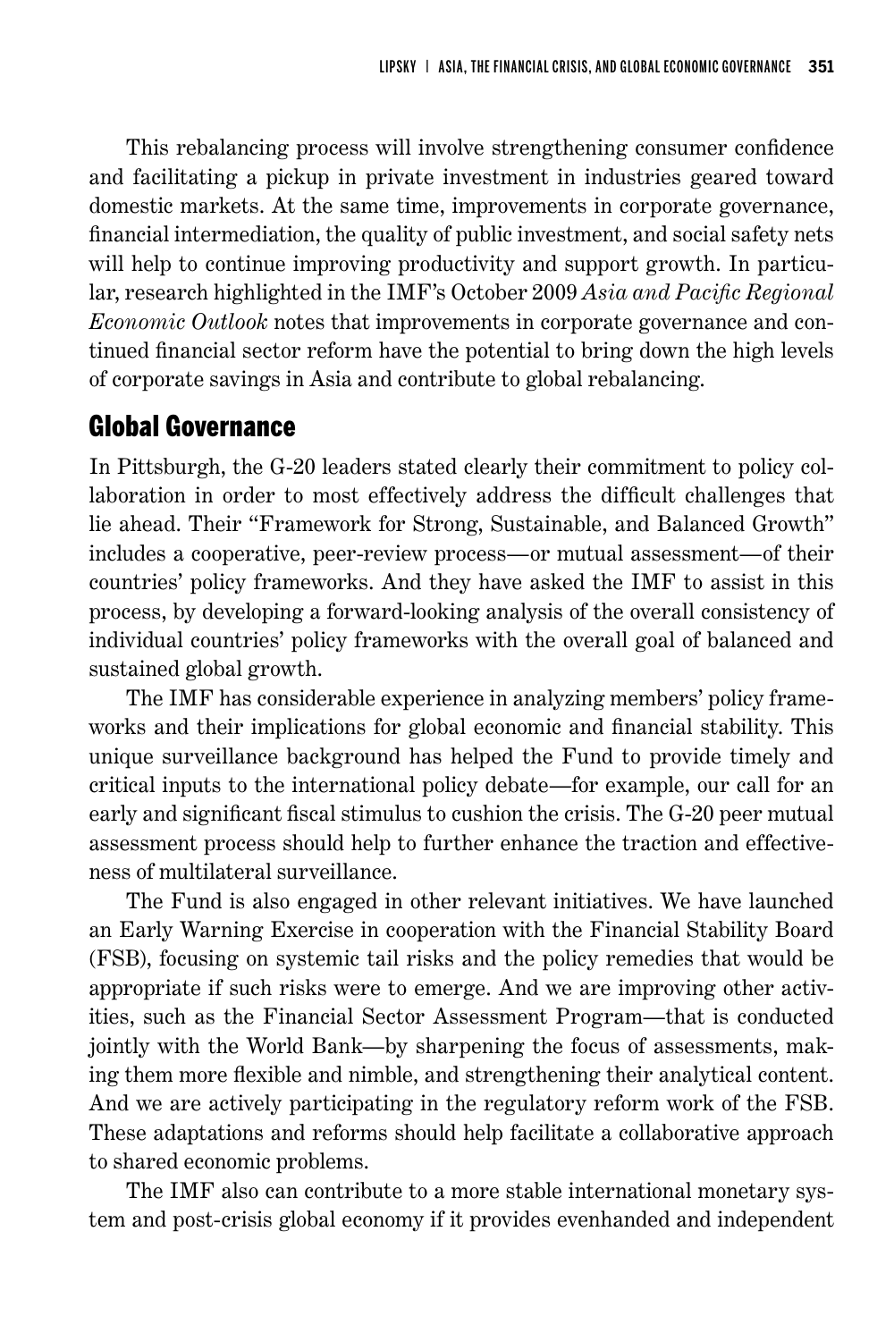This rebalancing process will involve strengthening consumer confidence and facilitating a pickup in private investment in industries geared toward domestic markets. At the same time, improvements in corporate governance, financial intermediation, the quality of public investment, and social safety nets will help to continue improving productivity and support growth. In particular, research highlighted in the IMF's October 2009 *Asia and Pacific Regional Economic Outlook* notes that improvements in corporate governance and continued financial sector reform have the potential to bring down the high levels of corporate savings in Asia and contribute to global rebalancing.

## Global Governance

In Pittsburgh, the G-20 leaders stated clearly their commitment to policy collaboration in order to most effectively address the difficult challenges that lie ahead. Their "Framework for Strong, Sustainable, and Balanced Growth" includes a cooperative, peer-review process—or mutual assessment—of their countries' policy frameworks. And they have asked the IMF to assist in this process, by developing a forward-looking analysis of the overall consistency of individual countries' policy frameworks with the overall goal of balanced and sustained global growth.

The IMF has considerable experience in analyzing members' policy frameworks and their implications for global economic and financial stability. This unique surveillance background has helped the Fund to provide timely and critical inputs to the international policy debate—for example, our call for an early and significant fiscal stimulus to cushion the crisis. The G-20 peer mutual assessment process should help to further enhance the traction and effectiveness of multilateral surveillance.

The Fund is also engaged in other relevant initiatives. We have launched an Early Warning Exercise in cooperation with the Financial Stability Board (FSB), focusing on systemic tail risks and the policy remedies that would be appropriate if such risks were to emerge. And we are improving other activities, such as the Financial Sector Assessment Program—that is conducted jointly with the World Bank—by sharpening the focus of assessments, making them more flexible and nimble, and strengthening their analytical content. And we are actively participating in the regulatory reform work of the FSB. These adaptations and reforms should help facilitate a collaborative approach to shared economic problems.

The IMF also can contribute to a more stable international monetary system and post-crisis global economy if it provides evenhanded and independent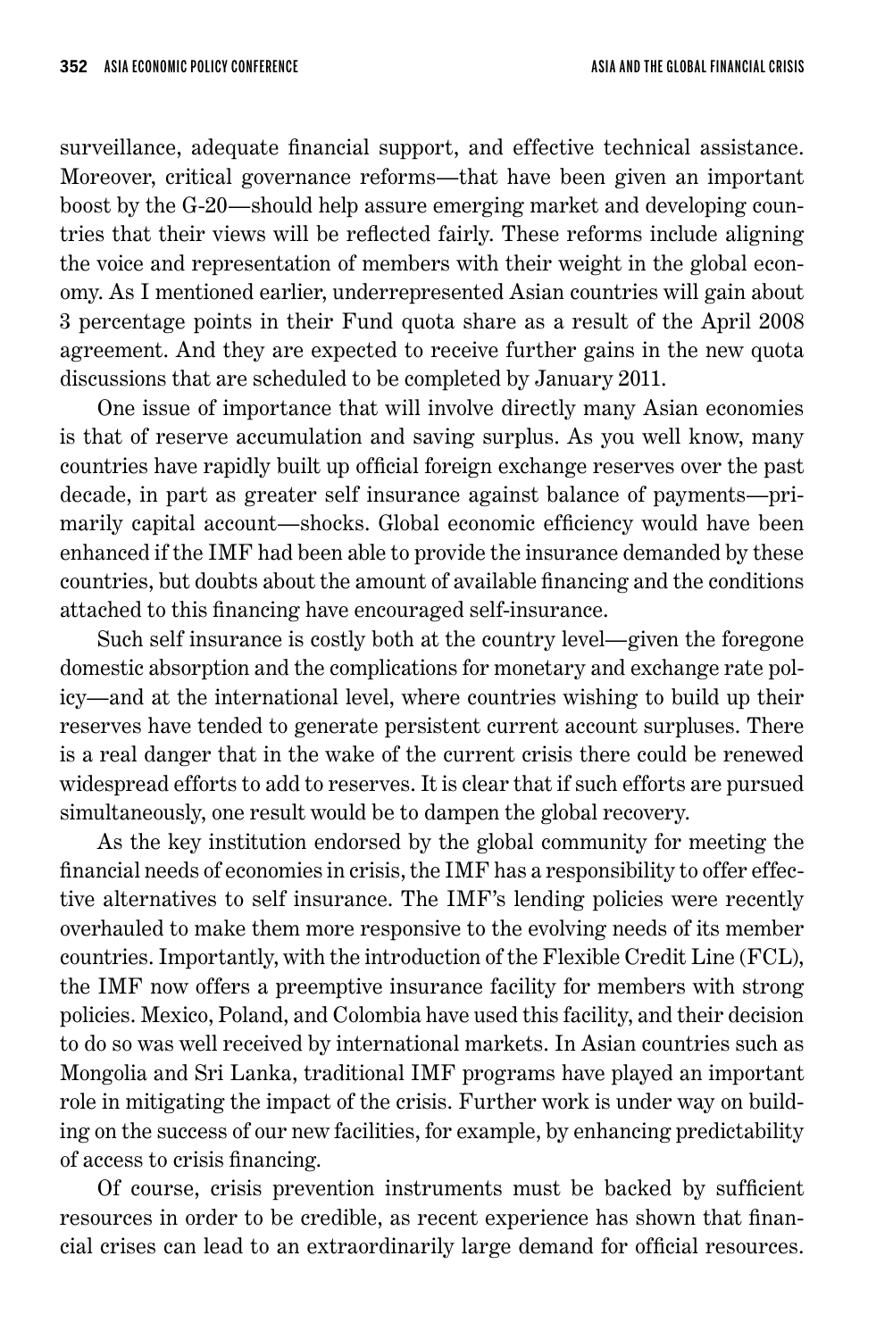surveillance, adequate financial support, and effective technical assistance. Moreover, critical governance reforms—that have been given an important boost by the G-20—should help assure emerging market and developing countries that their views will be reflected fairly. These reforms include aligning the voice and representation of members with their weight in the global economy. As I mentioned earlier, underrepresented Asian countries will gain about 3 percentage points in their Fund quota share as a result of the April 2008 agreement. And they are expected to receive further gains in the new quota discussions that are scheduled to be completed by January 2011.

One issue of importance that will involve directly many Asian economies is that of reserve accumulation and saving surplus. As you well know, many countries have rapidly built up official foreign exchange reserves over the past decade, in part as greater self insurance against balance of payments—primarily capital account—shocks. Global economic efficiency would have been enhanced if the IMF had been able to provide the insurance demanded by these countries, but doubts about the amount of available financing and the conditions attached to this financing have encouraged self-insurance.

Such self insurance is costly both at the country level—given the foregone domestic absorption and the complications for monetary and exchange rate policy—and at the international level, where countries wishing to build up their reserves have tended to generate persistent current account surpluses. There is a real danger that in the wake of the current crisis there could be renewed widespread efforts to add to reserves. It is clear that if such efforts are pursued simultaneously, one result would be to dampen the global recovery.

As the key institution endorsed by the global community for meeting the financial needs of economies in crisis, the IMF has a responsibility to offer effective alternatives to self insurance. The IMF's lending policies were recently overhauled to make them more responsive to the evolving needs of its member countries. Importantly, with the introduction of the Flexible Credit Line (FCL), the IMF now offers a preemptive insurance facility for members with strong policies. Mexico, Poland, and Colombia have used this facility, and their decision to do so was well received by international markets. In Asian countries such as Mongolia and Sri Lanka, traditional IMF programs have played an important role in mitigating the impact of the crisis. Further work is under way on building on the success of our new facilities, for example, by enhancing predictability of access to crisis financing.

Of course, crisis prevention instruments must be backed by sufficient resources in order to be credible, as recent experience has shown that financial crises can lead to an extraordinarily large demand for official resources.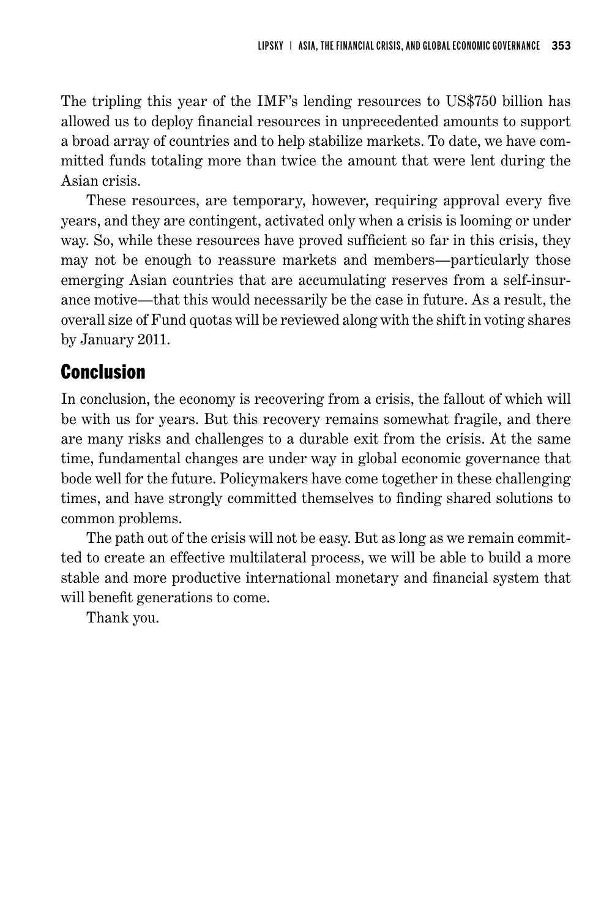The tripling this year of the IMF's lending resources to US$750 billion has allowed us to deploy financial resources in unprecedented amounts to support a broad array of countries and to help stabilize markets. To date, we have committed funds totaling more than twice the amount that were lent during the Asian crisis.

These resources, are temporary, however, requiring approval every five years, and they are contingent, activated only when a crisis is looming or under way. So, while these resources have proved sufficient so far in this crisis, they may not be enough to reassure markets and members—particularly those emerging Asian countries that are accumulating reserves from a self-insurance motive—that this would necessarily be the case in future. As a result, the overall size of Fund quotas will be reviewed along with the shift in voting shares by January 2011.

## Conclusion

In conclusion, the economy is recovering from a crisis, the fallout of which will be with us for years. But this recovery remains somewhat fragile, and there are many risks and challenges to a durable exit from the crisis. At the same time, fundamental changes are under way in global economic governance that bode well for the future. Policymakers have come together in these challenging times, and have strongly committed themselves to finding shared solutions to common problems.

The path out of the crisis will not be easy. But as long as we remain committed to create an effective multilateral process, we will be able to build a more stable and more productive international monetary and financial system that will benefit generations to come.

Thank you.